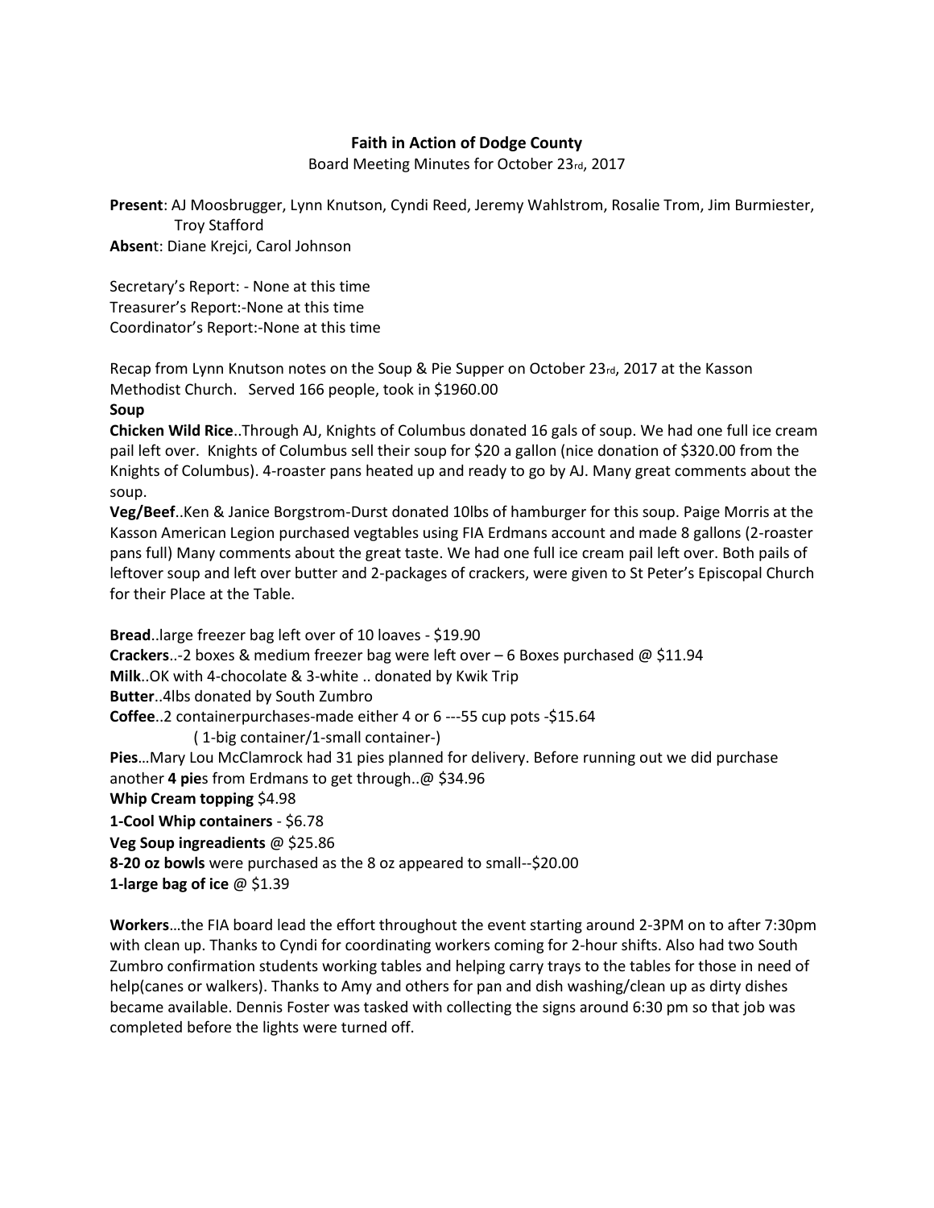**Faith in Action of Dodge County**

Board Meeting Minutes for October 23rd, 2017

**Present**: AJ Moosbrugger, Lynn Knutson, Cyndi Reed, Jeremy Wahlstrom, Rosalie Trom, Jim Burmiester, Troy Stafford

**Absen**t: Diane Krejci, Carol Johnson

Secretary's Report: - None at this time
Treasurer's Report:-None at this time
Coordinator's Report:-None at this time

Recap from Lynn Knutson notes on the Soup & Pie Supper on October 23rd, 2017 at the Kasson Methodist Church. Served 166 people, took in $1960.00

**Soup**

**Chicken Wild Rice**..Through AJ, Knights of Columbus donated 16 gals of soup. We had one full ice cream pail left over. Knights of Columbus sell their soup for $20 a gallon (nice donation of $320.00 from the Knights of Columbus). 4-roaster pans heated up and ready to go by AJ. Many great comments about the soup.

**Veg/Beef**..Ken & Janice Borgstrom-Durst donated 10lbs of hamburger for this soup. Paige Morris at the Kasson American Legion purchased vegtables using FIA Erdmans account and made 8 gallons (2-roaster pans full) Many comments about the great taste. We had one full ice cream pail left over. Both pails of leftover soup and left over butter and 2-packages of crackers, were given to St Peter's Episcopal Church for their Place at the Table.

**Bread**..large freezer bag left over of 10 loaves - $19.90
**Crackers**..-2 boxes & medium freezer bag were left over – 6 Boxes purchased @ $11.94
**Milk**..OK with 4-chocolate & 3-white .. donated by Kwik Trip
**Butter**..4lbs donated by South Zumbro
**Coffee**..2 containerpurchases-made either 4 or 6 ---55 cup pots -$15.64
( 1-big container/1-small container-)
**Pies**…Mary Lou McClamrock had 31 pies planned for delivery. Before running out we did purchase another **4 pie**s from Erdmans to get through..@ $34.96
**Whip Cream topping** $4.98
**1-Cool Whip containers** - $6.78
**Veg Soup ingreadients** @ $25.86
**8-20 oz bowls** were purchased as the 8 oz appeared to small--$20.00
**1-large bag of ice** @ $1.39

**Workers**…the FIA board lead the effort throughout the event starting around 2-3PM on to after 7:30pm with clean up. Thanks to Cyndi for coordinating workers coming for 2-hour shifts. Also had two South Zumbro confirmation students working tables and helping carry trays to the tables for those in need of help(canes or walkers). Thanks to Amy and others for pan and dish washing/clean up as dirty dishes became available. Dennis Foster was tasked with collecting the signs around 6:30 pm so that job was completed before the lights were turned off.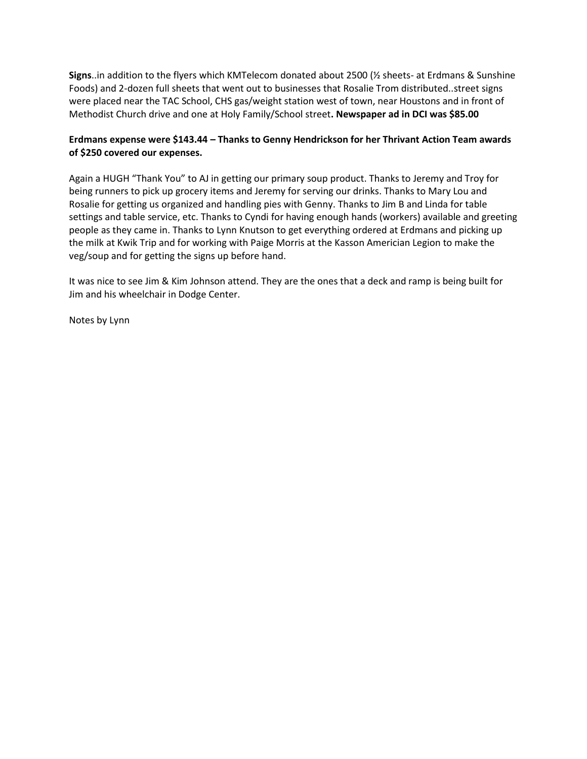**Signs**..in addition to the flyers which KMTelecom donated about 2500 (½ sheets- at Erdmans & Sunshine Foods) and 2-dozen full sheets that went out to businesses that Rosalie Trom distributed..street signs were placed near the TAC School, CHS gas/weight station west of town, near Houstons and in front of Methodist Church drive and one at Holy Family/School street**. Newspaper ad in DCI was $85.00**

**Erdmans expense were $143.44 – Thanks to Genny Hendrickson for her Thrivant Action Team awards of $250 covered our expenses.**

Again a HUGH "Thank You" to AJ in getting our primary soup product. Thanks to Jeremy and Troy for being runners to pick up grocery items and Jeremy for serving our drinks. Thanks to Mary Lou and Rosalie for getting us organized and handling pies with Genny. Thanks to Jim B and Linda for table settings and table service, etc. Thanks to Cyndi for having enough hands (workers) available and greeting people as they came in. Thanks to Lynn Knutson to get everything ordered at Erdmans and picking up the milk at Kwik Trip and for working with Paige Morris at the Kasson Americian Legion to make the veg/soup and for getting the signs up before hand.

It was nice to see Jim & Kim Johnson attend. They are the ones that a deck and ramp is being built for Jim and his wheelchair in Dodge Center.

Notes by Lynn